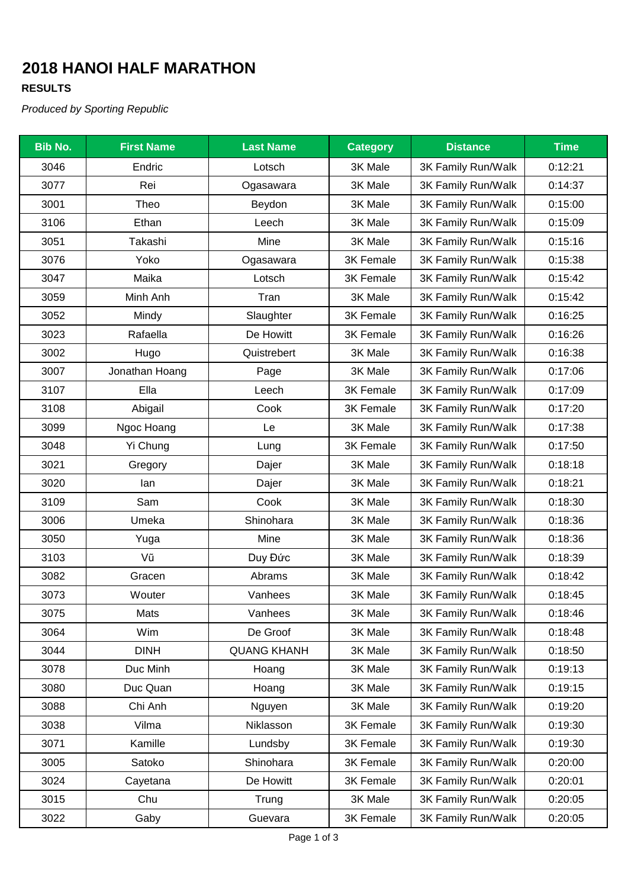# 2018 HANOI HALF MARATHON

**RESULTS**

*Produced by Sporting Republic*

| Bib No. | First Name | Last Name | Category | Distance | Time |
|---|---|---|---|---|---|
| 3046 | Endric | Lotsch | 3K Male | 3K Family Run/Walk | 0:12:21 |
| 3077 | Rei | Ogasawara | 3K Male | 3K Family Run/Walk | 0:14:37 |
| 3001 | Theo | Beydon | 3K Male | 3K Family Run/Walk | 0:15:00 |
| 3106 | Ethan | Leech | 3K Male | 3K Family Run/Walk | 0:15:09 |
| 3051 | Takashi | Mine | 3K Male | 3K Family Run/Walk | 0:15:16 |
| 3076 | Yoko | Ogasawara | 3K Female | 3K Family Run/Walk | 0:15:38 |
| 3047 | Maika | Lotsch | 3K Female | 3K Family Run/Walk | 0:15:42 |
| 3059 | Minh Anh | Tran | 3K Male | 3K Family Run/Walk | 0:15:42 |
| 3052 | Mindy | Slaughter | 3K Female | 3K Family Run/Walk | 0:16:25 |
| 3023 | Rafaella | De Howitt | 3K Female | 3K Family Run/Walk | 0:16:26 |
| 3002 | Hugo | Quistrebert | 3K Male | 3K Family Run/Walk | 0:16:38 |
| 3007 | Jonathan Hoang | Page | 3K Male | 3K Family Run/Walk | 0:17:06 |
| 3107 | Ella | Leech | 3K Female | 3K Family Run/Walk | 0:17:09 |
| 3108 | Abigail | Cook | 3K Female | 3K Family Run/Walk | 0:17:20 |
| 3099 | Ngoc Hoang | Le | 3K Male | 3K Family Run/Walk | 0:17:38 |
| 3048 | Yi Chung | Lung | 3K Female | 3K Family Run/Walk | 0:17:50 |
| 3021 | Gregory | Dajer | 3K Male | 3K Family Run/Walk | 0:18:18 |
| 3020 | Ian | Dajer | 3K Male | 3K Family Run/Walk | 0:18:21 |
| 3109 | Sam | Cook | 3K Male | 3K Family Run/Walk | 0:18:30 |
| 3006 | Umeka | Shinohara | 3K Male | 3K Family Run/Walk | 0:18:36 |
| 3050 | Yuga | Mine | 3K Male | 3K Family Run/Walk | 0:18:36 |
| 3103 | Vũ | Duy Đức | 3K Male | 3K Family Run/Walk | 0:18:39 |
| 3082 | Gracen | Abrams | 3K Male | 3K Family Run/Walk | 0:18:42 |
| 3073 | Wouter | Vanhees | 3K Male | 3K Family Run/Walk | 0:18:45 |
| 3075 | Mats | Vanhees | 3K Male | 3K Family Run/Walk | 0:18:46 |
| 3064 | Wim | De Groof | 3K Male | 3K Family Run/Walk | 0:18:48 |
| 3044 | DINH | QUANG KHANH | 3K Male | 3K Family Run/Walk | 0:18:50 |
| 3078 | Duc Minh | Hoang | 3K Male | 3K Family Run/Walk | 0:19:13 |
| 3080 | Duc Quan | Hoang | 3K Male | 3K Family Run/Walk | 0:19:15 |
| 3088 | Chi Anh | Nguyen | 3K Male | 3K Family Run/Walk | 0:19:20 |
| 3038 | Vilma | Niklasson | 3K Female | 3K Family Run/Walk | 0:19:30 |
| 3071 | Kamille | Lundsby | 3K Female | 3K Family Run/Walk | 0:19:30 |
| 3005 | Satoko | Shinohara | 3K Female | 3K Family Run/Walk | 0:20:00 |
| 3024 | Cayetana | De Howitt | 3K Female | 3K Family Run/Walk | 0:20:01 |
| 3015 | Chu | Trung | 3K Male | 3K Family Run/Walk | 0:20:05 |
| 3022 | Gaby | Guevara | 3K Female | 3K Family Run/Walk | 0:20:05 |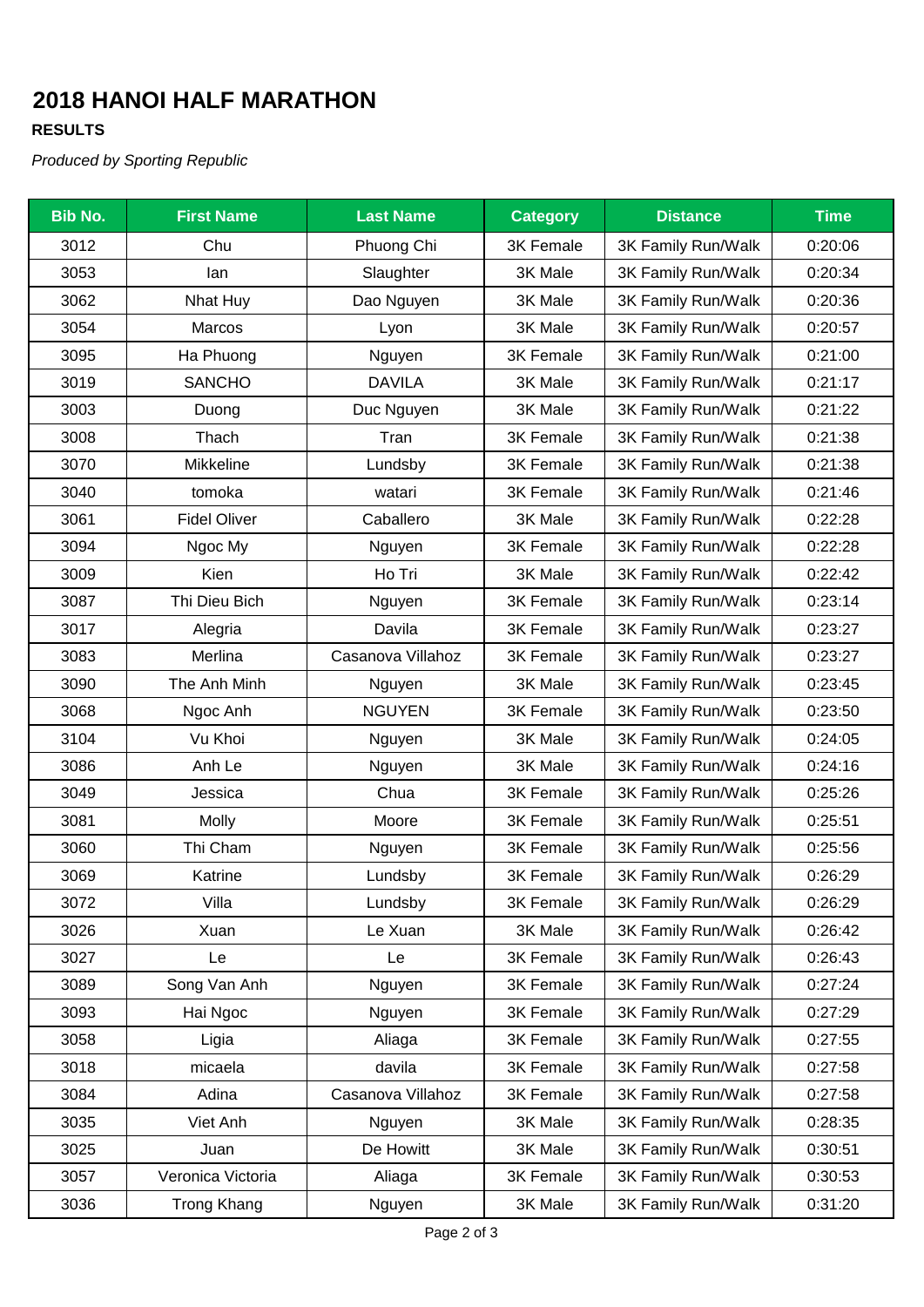# 2018 HANOI HALF MARATHON

**RESULTS**

*Produced by Sporting Republic*

| Bib No. | First Name | Last Name | Category | Distance | Time |
|---|---|---|---|---|---|
| 3012 | Chu | Phuong Chi | 3K Female | 3K Family Run/Walk | 0:20:06 |
| 3053 | Ian | Slaughter | 3K Male | 3K Family Run/Walk | 0:20:34 |
| 3062 | Nhat Huy | Dao Nguyen | 3K Male | 3K Family Run/Walk | 0:20:36 |
| 3054 | Marcos | Lyon | 3K Male | 3K Family Run/Walk | 0:20:57 |
| 3095 | Ha Phuong | Nguyen | 3K Female | 3K Family Run/Walk | 0:21:00 |
| 3019 | SANCHO | DAVILA | 3K Male | 3K Family Run/Walk | 0:21:17 |
| 3003 | Duong | Duc Nguyen | 3K Male | 3K Family Run/Walk | 0:21:22 |
| 3008 | Thach | Tran | 3K Female | 3K Family Run/Walk | 0:21:38 |
| 3070 | Mikkeline | Lundsby | 3K Female | 3K Family Run/Walk | 0:21:38 |
| 3040 | tomoka | watari | 3K Female | 3K Family Run/Walk | 0:21:46 |
| 3061 | Fidel Oliver | Caballero | 3K Male | 3K Family Run/Walk | 0:22:28 |
| 3094 | Ngoc My | Nguyen | 3K Female | 3K Family Run/Walk | 0:22:28 |
| 3009 | Kien | Ho Tri | 3K Male | 3K Family Run/Walk | 0:22:42 |
| 3087 | Thi Dieu Bich | Nguyen | 3K Female | 3K Family Run/Walk | 0:23:14 |
| 3017 | Alegria | Davila | 3K Female | 3K Family Run/Walk | 0:23:27 |
| 3083 | Merlina | Casanova Villahoz | 3K Female | 3K Family Run/Walk | 0:23:27 |
| 3090 | The Anh Minh | Nguyen | 3K Male | 3K Family Run/Walk | 0:23:45 |
| 3068 | Ngoc Anh | NGUYEN | 3K Female | 3K Family Run/Walk | 0:23:50 |
| 3104 | Vu Khoi | Nguyen | 3K Male | 3K Family Run/Walk | 0:24:05 |
| 3086 | Anh Le | Nguyen | 3K Male | 3K Family Run/Walk | 0:24:16 |
| 3049 | Jessica | Chua | 3K Female | 3K Family Run/Walk | 0:25:26 |
| 3081 | Molly | Moore | 3K Female | 3K Family Run/Walk | 0:25:51 |
| 3060 | Thi Cham | Nguyen | 3K Female | 3K Family Run/Walk | 0:25:56 |
| 3069 | Katrine | Lundsby | 3K Female | 3K Family Run/Walk | 0:26:29 |
| 3072 | Villa | Lundsby | 3K Female | 3K Family Run/Walk | 0:26:29 |
| 3026 | Xuan | Le Xuan | 3K Male | 3K Family Run/Walk | 0:26:42 |
| 3027 | Le | Le | 3K Female | 3K Family Run/Walk | 0:26:43 |
| 3089 | Song Van Anh | Nguyen | 3K Female | 3K Family Run/Walk | 0:27:24 |
| 3093 | Hai Ngoc | Nguyen | 3K Female | 3K Family Run/Walk | 0:27:29 |
| 3058 | Ligia | Aliaga | 3K Female | 3K Family Run/Walk | 0:27:55 |
| 3018 | micaela | davila | 3K Female | 3K Family Run/Walk | 0:27:58 |
| 3084 | Adina | Casanova Villahoz | 3K Female | 3K Family Run/Walk | 0:27:58 |
| 3035 | Viet Anh | Nguyen | 3K Male | 3K Family Run/Walk | 0:28:35 |
| 3025 | Juan | De Howitt | 3K Male | 3K Family Run/Walk | 0:30:51 |
| 3057 | Veronica Victoria | Aliaga | 3K Female | 3K Family Run/Walk | 0:30:53 |
| 3036 | Trong Khang | Nguyen | 3K Male | 3K Family Run/Walk | 0:31:20 |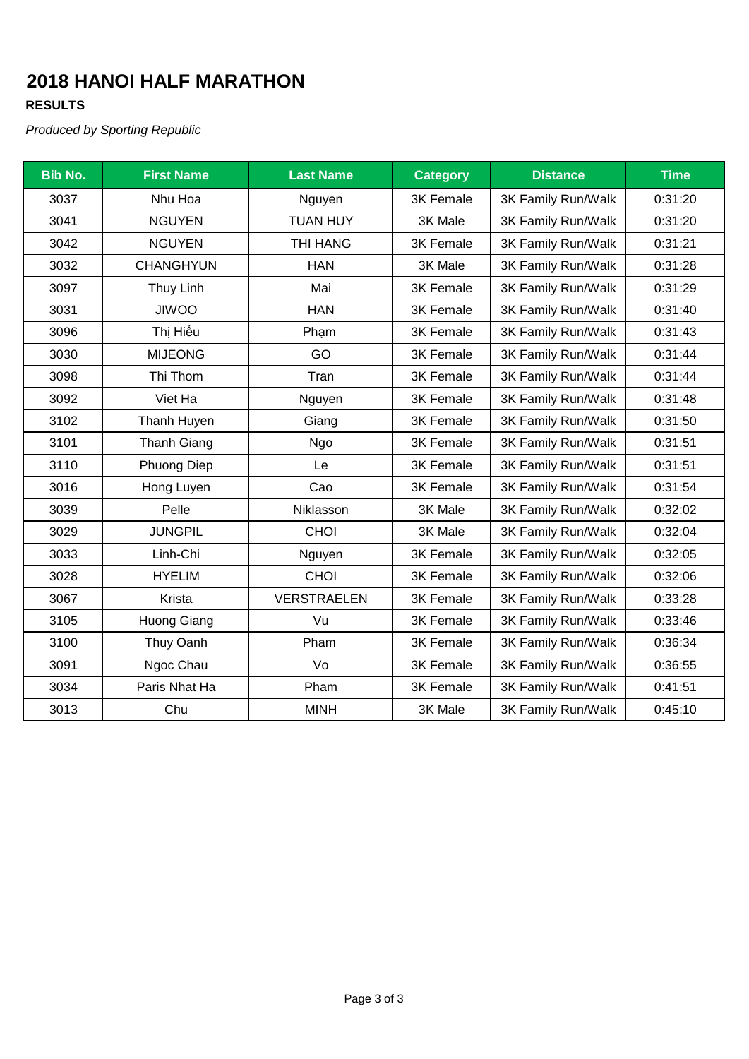# 2018 HANOI HALF MARATHON

**RESULTS**

*Produced by Sporting Republic*

| Bib No. | First Name | Last Name | Category | Distance | Time |
|---|---|---|---|---|---|
| 3037 | Nhu Hoa | Nguyen | 3K Female | 3K Family Run/Walk | 0:31:20 |
| 3041 | NGUYEN | TUAN HUY | 3K Male | 3K Family Run/Walk | 0:31:20 |
| 3042 | NGUYEN | THI HANG | 3K Female | 3K Family Run/Walk | 0:31:21 |
| 3032 | CHANGHYUN | HAN | 3K Male | 3K Family Run/Walk | 0:31:28 |
| 3097 | Thuy Linh | Mai | 3K Female | 3K Family Run/Walk | 0:31:29 |
| 3031 | JIWOO | HAN | 3K Female | 3K Family Run/Walk | 0:31:40 |
| 3096 | Thị Hiếu | Phạm | 3K Female | 3K Family Run/Walk | 0:31:43 |
| 3030 | MIJEONG | GO | 3K Female | 3K Family Run/Walk | 0:31:44 |
| 3098 | Thi Thom | Tran | 3K Female | 3K Family Run/Walk | 0:31:44 |
| 3092 | Viet Ha | Nguyen | 3K Female | 3K Family Run/Walk | 0:31:48 |
| 3102 | Thanh Huyen | Giang | 3K Female | 3K Family Run/Walk | 0:31:50 |
| 3101 | Thanh Giang | Ngo | 3K Female | 3K Family Run/Walk | 0:31:51 |
| 3110 | Phuong Diep | Le | 3K Female | 3K Family Run/Walk | 0:31:51 |
| 3016 | Hong Luyen | Cao | 3K Female | 3K Family Run/Walk | 0:31:54 |
| 3039 | Pelle | Niklasson | 3K Male | 3K Family Run/Walk | 0:32:02 |
| 3029 | JUNGPIL | CHOI | 3K Male | 3K Family Run/Walk | 0:32:04 |
| 3033 | Linh-Chi | Nguyen | 3K Female | 3K Family Run/Walk | 0:32:05 |
| 3028 | HYELIM | CHOI | 3K Female | 3K Family Run/Walk | 0:32:06 |
| 3067 | Krista | VERSTRAELEN | 3K Female | 3K Family Run/Walk | 0:33:28 |
| 3105 | Huong Giang | Vu | 3K Female | 3K Family Run/Walk | 0:33:46 |
| 3100 | Thuy Oanh | Pham | 3K Female | 3K Family Run/Walk | 0:36:34 |
| 3091 | Ngoc Chau | Vo | 3K Female | 3K Family Run/Walk | 0:36:55 |
| 3034 | Paris Nhat Ha | Pham | 3K Female | 3K Family Run/Walk | 0:41:51 |
| 3013 | Chu | MINH | 3K Male | 3K Family Run/Walk | 0:45:10 |